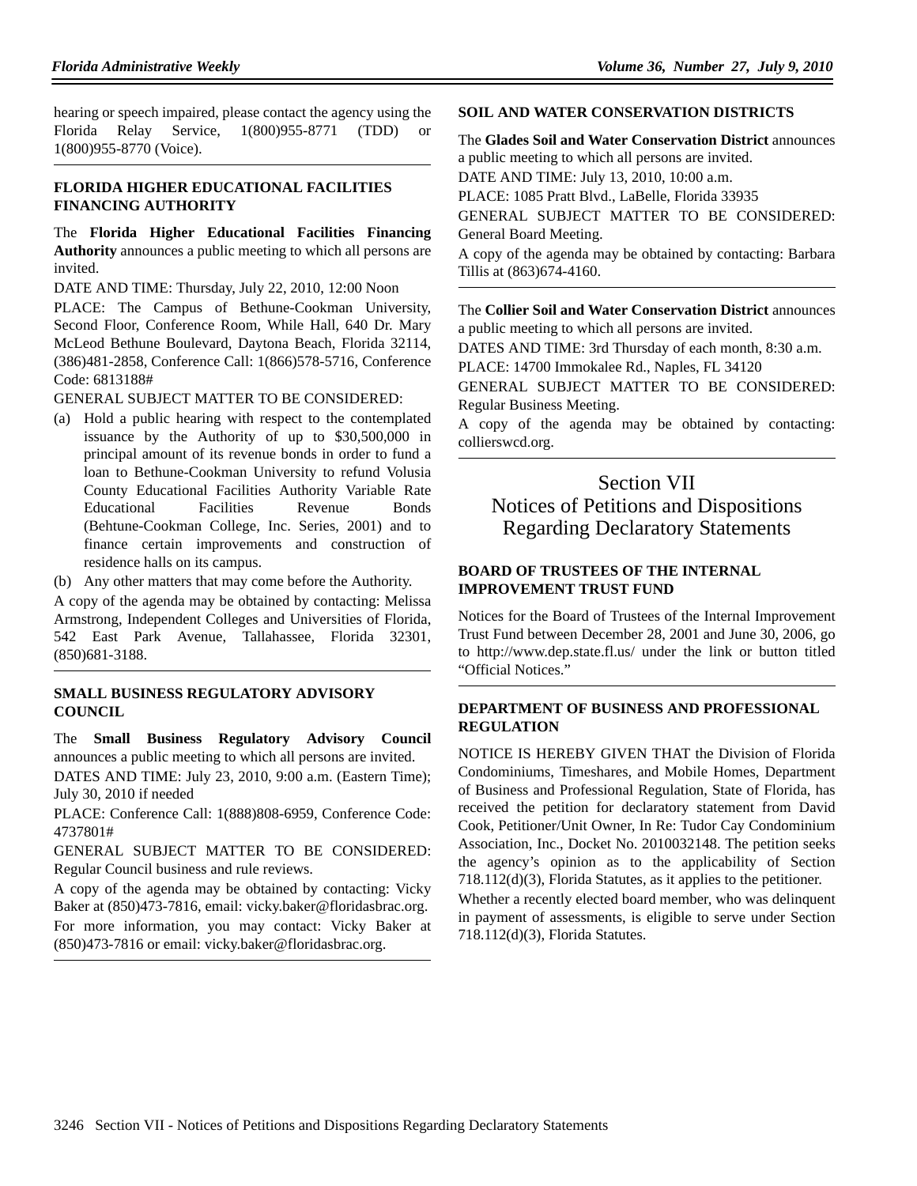hearing or speech impaired, please contact the agency using the Florida Relay Service, 1(800)955-8771 (TDD) or 1(800)955-8770 (Voice).

### FLORIDA HIGHER EDUCATIONAL FACILITIES FINANCING AUTHORITY

The **Florida Higher Educational Facilities Financing Authority** announces a public meeting to which all persons are invited.

DATE AND TIME: Thursday, July 22, 2010, 12:00 Noon

PLACE: The Campus of Bethune-Cookman University, Second Floor, Conference Room, While Hall, 640 Dr. Mary McLeod Bethune Boulevard, Daytona Beach, Florida 32114, (386)481-2858, Conference Call: 1(866)578-5716, Conference Code: 6813188#

GENERAL SUBJECT MATTER TO BE CONSIDERED:

(a) Hold a public hearing with respect to the contemplated issuance by the Authority of up to $30,500,000 in principal amount of its revenue bonds in order to fund a loan to Bethune-Cookman University to refund Volusia County Educational Facilities Authority Variable Rate Educational Facilities Revenue Bonds (Behtune-Cookman College, Inc. Series, 2001) and to finance certain improvements and construction of residence halls on its campus.

(b) Any other matters that may come before the Authority.

A copy of the agenda may be obtained by contacting: Melissa Armstrong, Independent Colleges and Universities of Florida, 542 East Park Avenue, Tallahassee, Florida 32301, (850)681-3188.

### SMALL BUSINESS REGULATORY ADVISORY COUNCIL

The **Small Business Regulatory Advisory Council** announces a public meeting to which all persons are invited.

DATES AND TIME: July 23, 2010, 9:00 a.m. (Eastern Time); July 30, 2010 if needed

PLACE: Conference Call: 1(888)808-6959, Conference Code: 4737801#

GENERAL SUBJECT MATTER TO BE CONSIDERED: Regular Council business and rule reviews.

A copy of the agenda may be obtained by contacting: Vicky Baker at (850)473-7816, email: vicky.baker@floridasbrac.org.

For more information, you may contact: Vicky Baker at (850)473-7816 or email: vicky.baker@floridasbrac.org.

### SOIL AND WATER CONSERVATION DISTRICTS

The **Glades Soil and Water Conservation District** announces a public meeting to which all persons are invited.

DATE AND TIME: July 13, 2010, 10:00 a.m.

PLACE: 1085 Pratt Blvd., LaBelle, Florida 33935

GENERAL SUBJECT MATTER TO BE CONSIDERED: General Board Meeting.

A copy of the agenda may be obtained by contacting: Barbara Tillis at (863)674-4160.

The **Collier Soil and Water Conservation District** announces a public meeting to which all persons are invited.

DATES AND TIME: 3rd Thursday of each month, 8:30 a.m.

PLACE: 14700 Immokalee Rd., Naples, FL 34120

GENERAL SUBJECT MATTER TO BE CONSIDERED: Regular Business Meeting.

A copy of the agenda may be obtained by contacting: collierswcd.org.

# Section VII
# Notices of Petitions and Dispositions Regarding Declaratory Statements

### BOARD OF TRUSTEES OF THE INTERNAL IMPROVEMENT TRUST FUND

Notices for the Board of Trustees of the Internal Improvement Trust Fund between December 28, 2001 and June 30, 2006, go to http://www.dep.state.fl.us/ under the link or button titled "Official Notices."

### DEPARTMENT OF BUSINESS AND PROFESSIONAL REGULATION

NOTICE IS HEREBY GIVEN THAT the Division of Florida Condominiums, Timeshares, and Mobile Homes, Department of Business and Professional Regulation, State of Florida, has received the petition for declaratory statement from David Cook, Petitioner/Unit Owner, In Re: Tudor Cay Condominium Association, Inc., Docket No. 2010032148. The petition seeks the agency's opinion as to the applicability of Section 718.112(d)(3), Florida Statutes, as it applies to the petitioner.

Whether a recently elected board member, who was delinquent in payment of assessments, is eligible to serve under Section 718.112(d)(3), Florida Statutes.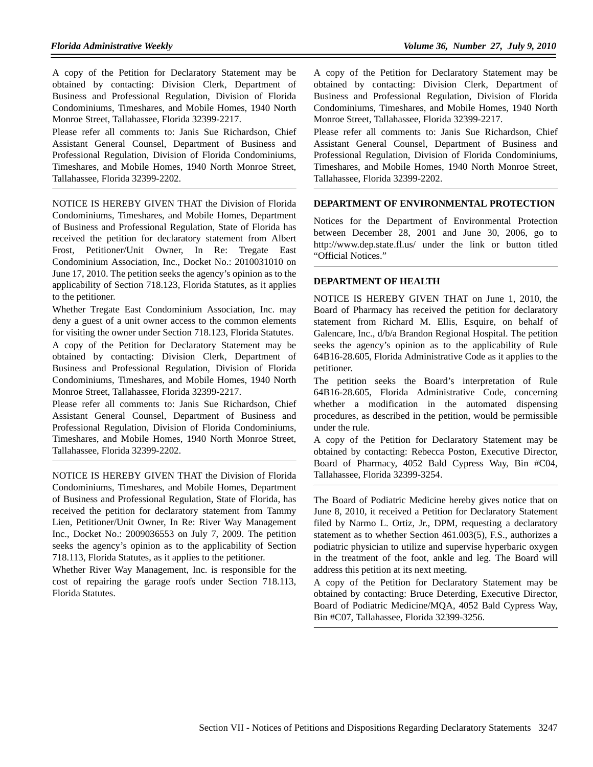A copy of the Petition for Declaratory Statement may be obtained by contacting: Division Clerk, Department of Business and Professional Regulation, Division of Florida Condominiums, Timeshares, and Mobile Homes, 1940 North Monroe Street, Tallahassee, Florida 32399-2217.

Please refer all comments to: Janis Sue Richardson, Chief Assistant General Counsel, Department of Business and Professional Regulation, Division of Florida Condominiums, Timeshares, and Mobile Homes, 1940 North Monroe Street, Tallahassee, Florida 32399-2202.

---

NOTICE IS HEREBY GIVEN THAT the Division of Florida Condominiums, Timeshares, and Mobile Homes, Department of Business and Professional Regulation, State of Florida has received the petition for declaratory statement from Albert Frost, Petitioner/Unit Owner, In Re: Tregate East Condominium Association, Inc., Docket No.: 2010031010 on June 17, 2010. The petition seeks the agency's opinion as to the applicability of Section 718.123, Florida Statutes, as it applies to the petitioner.

Whether Tregate East Condominium Association, Inc. may deny a guest of a unit owner access to the common elements for visiting the owner under Section 718.123, Florida Statutes.

A copy of the Petition for Declaratory Statement may be obtained by contacting: Division Clerk, Department of Business and Professional Regulation, Division of Florida Condominiums, Timeshares, and Mobile Homes, 1940 North Monroe Street, Tallahassee, Florida 32399-2217.

Please refer all comments to: Janis Sue Richardson, Chief Assistant General Counsel, Department of Business and Professional Regulation, Division of Florida Condominiums, Timeshares, and Mobile Homes, 1940 North Monroe Street, Tallahassee, Florida 32399-2202.

---

NOTICE IS HEREBY GIVEN THAT the Division of Florida Condominiums, Timeshares, and Mobile Homes, Department of Business and Professional Regulation, State of Florida, has received the petition for declaratory statement from Tammy Lien, Petitioner/Unit Owner, In Re: River Way Management Inc., Docket No.: 2009036553 on July 7, 2009. The petition seeks the agency's opinion as to the applicability of Section 718.113, Florida Statutes, as it applies to the petitioner.

Whether River Way Management, Inc. is responsible for the cost of repairing the garage roofs under Section 718.113, Florida Statutes.

A copy of the Petition for Declaratory Statement may be obtained by contacting: Division Clerk, Department of Business and Professional Regulation, Division of Florida Condominiums, Timeshares, and Mobile Homes, 1940 North Monroe Street, Tallahassee, Florida 32399-2217.

Please refer all comments to: Janis Sue Richardson, Chief Assistant General Counsel, Department of Business and Professional Regulation, Division of Florida Condominiums, Timeshares, and Mobile Homes, 1940 North Monroe Street, Tallahassee, Florida 32399-2202.

---

## DEPARTMENT OF ENVIRONMENTAL PROTECTION

Notices for the Department of Environmental Protection between December 28, 2001 and June 30, 2006, go to http://www.dep.state.fl.us/ under the link or button titled "Official Notices."

---

## DEPARTMENT OF HEALTH

NOTICE IS HEREBY GIVEN THAT on June 1, 2010, the Board of Pharmacy has received the petition for declaratory statement from Richard M. Ellis, Esquire, on behalf of Galencare, Inc., d/b/a Brandon Regional Hospital. The petition seeks the agency's opinion as to the applicability of Rule 64B16-28.605, Florida Administrative Code as it applies to the petitioner.

The petition seeks the Board's interpretation of Rule 64B16-28.605, Florida Administrative Code, concerning whether a modification in the automated dispensing procedures, as described in the petition, would be permissible under the rule.

A copy of the Petition for Declaratory Statement may be obtained by contacting: Rebecca Poston, Executive Director, Board of Pharmacy, 4052 Bald Cypress Way, Bin #C04, Tallahassee, Florida 32399-3254.

---

The Board of Podiatric Medicine hereby gives notice that on June 8, 2010, it received a Petition for Declaratory Statement filed by Narmo L. Ortiz, Jr., DPM, requesting a declaratory statement as to whether Section 461.003(5), F.S., authorizes a podiatric physician to utilize and supervise hyperbaric oxygen in the treatment of the foot, ankle and leg. The Board will address this petition at its next meeting.

A copy of the Petition for Declaratory Statement may be obtained by contacting: Bruce Deterding, Executive Director, Board of Podiatric Medicine/MQA, 4052 Bald Cypress Way, Bin #C07, Tallahassee, Florida 32399-3256.